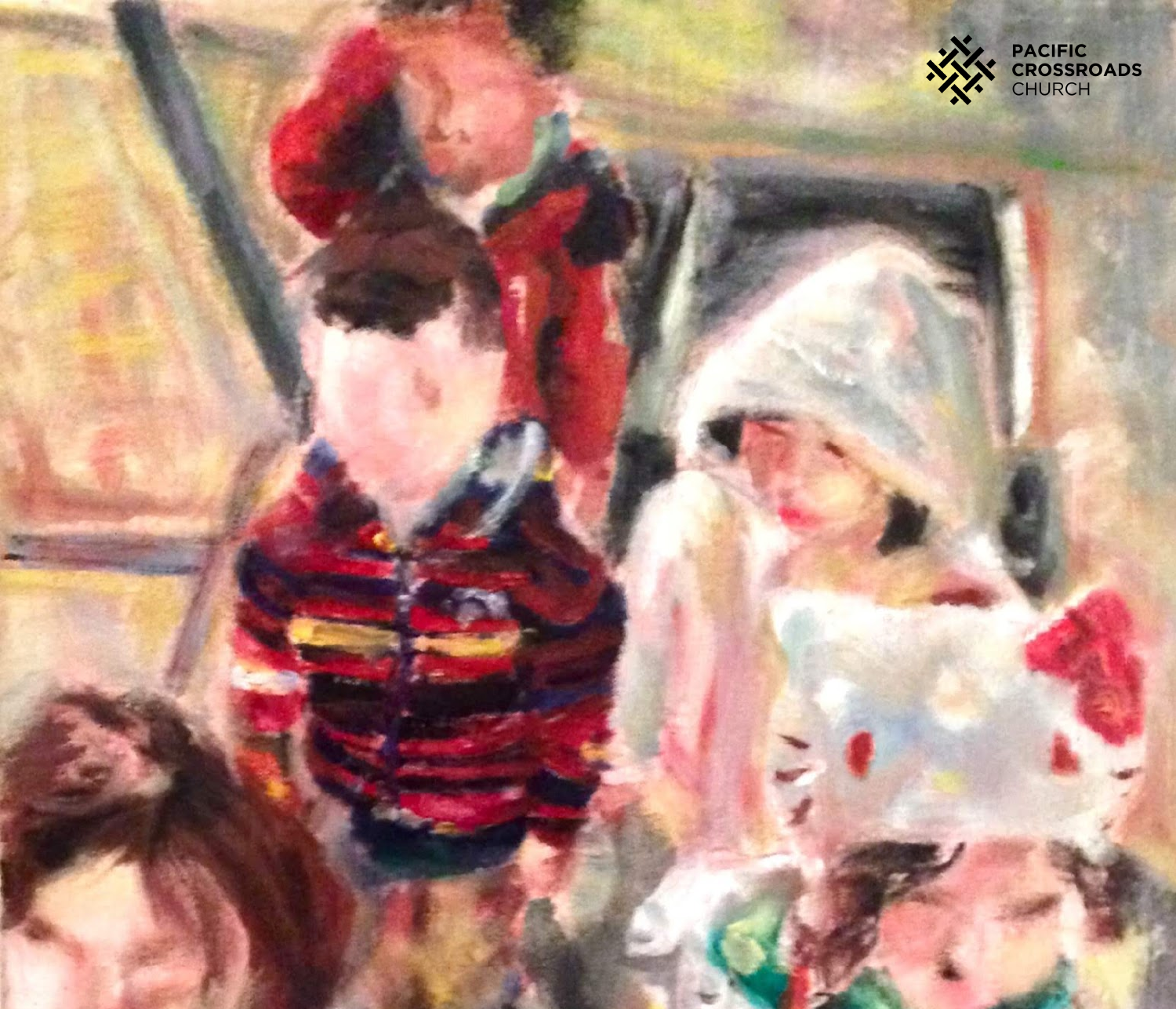PACIFIC
CROSSROADS
CHURCH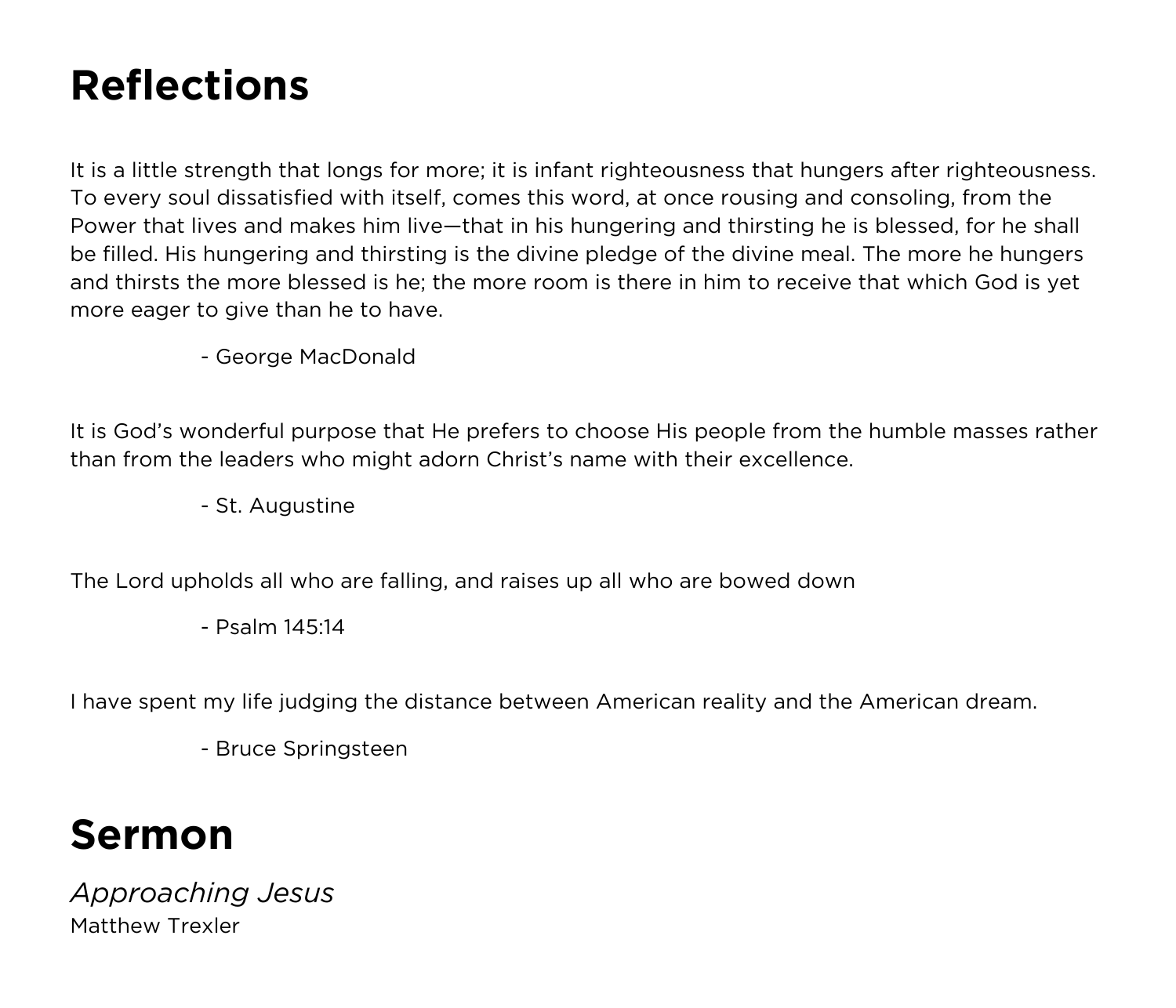# Reflections

It is a little strength that longs for more; it is infant righteousness that hungers after righteousness. To every soul dissatisfied with itself, comes this word, at once rousing and consoling, from the Power that lives and makes him live—that in his hungering and thirsting he is blessed, for he shall be filled. His hungering and thirsting is the divine pledge of the divine meal. The more he hungers and thirsts the more blessed is he; the more room is there in him to receive that which God is yet more eager to give than he to have.

- George MacDonald

It is God's wonderful purpose that He prefers to choose His people from the humble masses rather than from the leaders who might adorn Christ's name with their excellence.

- St. Augustine

The Lord upholds all who are falling, and raises up all who are bowed down

- Psalm 145:14

I have spent my life judging the distance between American reality and the American dream.

- Bruce Springsteen

# Sermon

*Approaching Jesus*
Matthew Trexler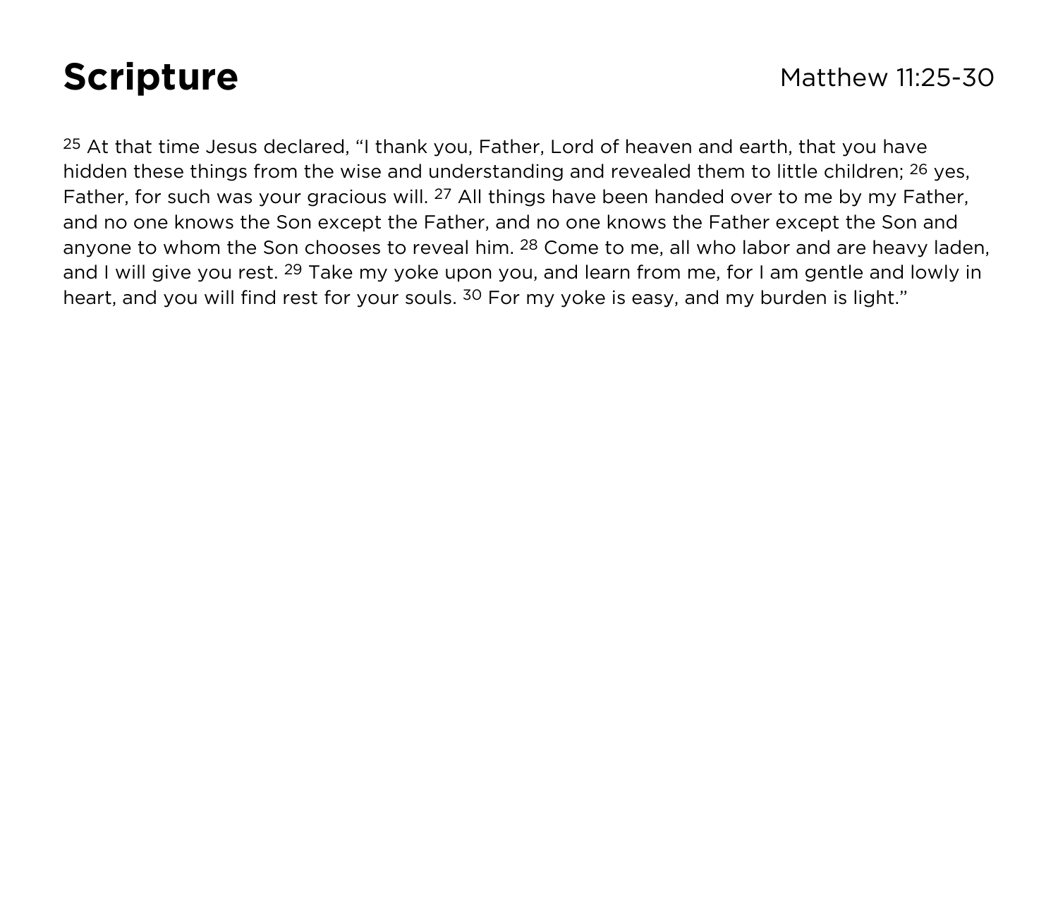# Scripture

Matthew 11:25-30

[25] At that time Jesus declared, "I thank you, Father, Lord of heaven and earth, that you have hidden these things from the wise and understanding and revealed them to little children; [26] yes, Father, for such was your gracious will. [27] All things have been handed over to me by my Father, and no one knows the Son except the Father, and no one knows the Father except the Son and anyone to whom the Son chooses to reveal him. [28] Come to me, all who labor and are heavy laden, and I will give you rest. [29] Take my yoke upon you, and learn from me, for I am gentle and lowly in heart, and you will find rest for your souls. [30] For my yoke is easy, and my burden is light."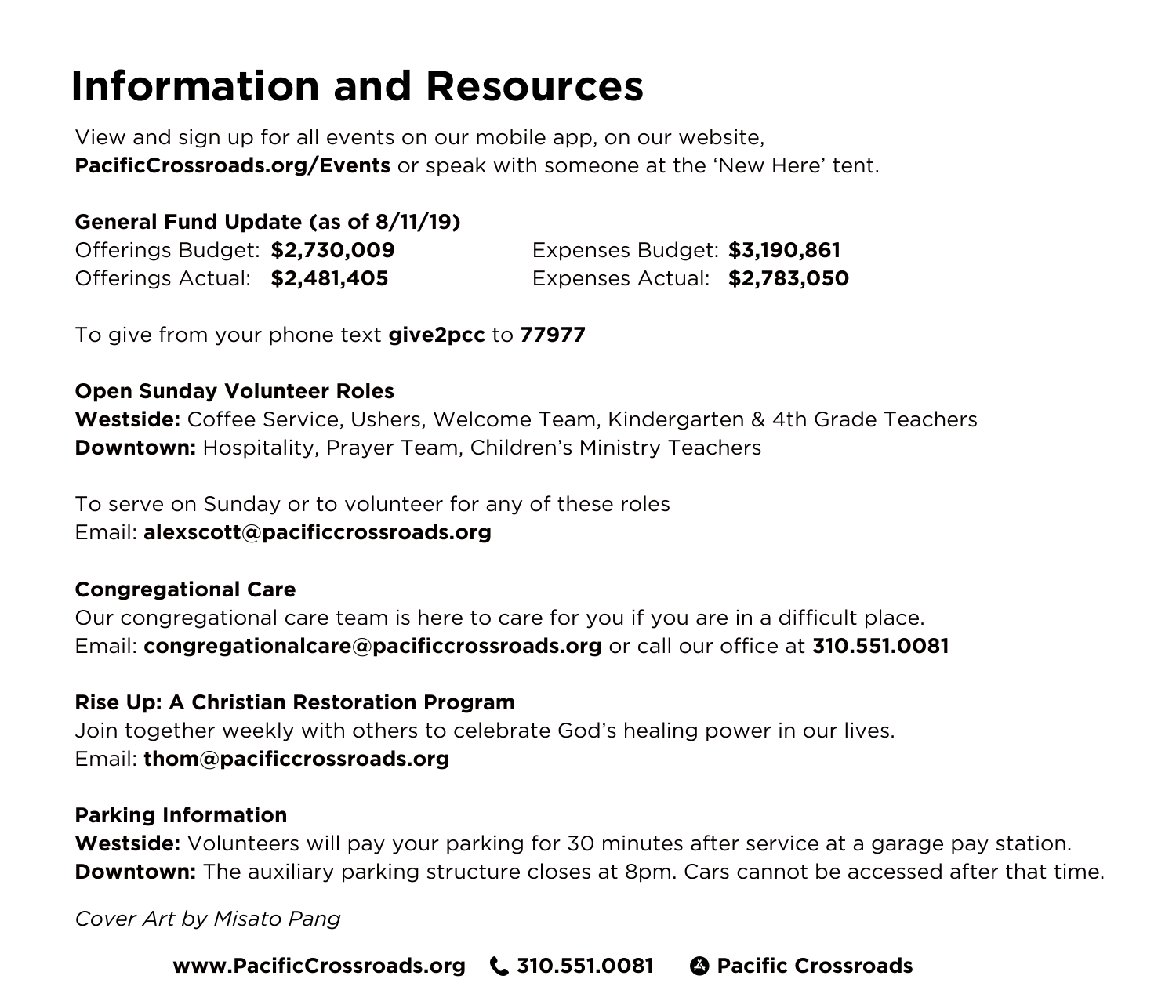# Information and Resources

View and sign up for all events on our mobile app, on our website, **PacificCrossroads.org/Events** or speak with someone at the 'New Here' tent.

**General Fund Update (as of 8/11/19)**

Offerings Budget: **$2,730,009**
Offerings Actual: **$2,481,405**

Expenses Budget: **$3,190,861**
Expenses Actual: **$2,783,050**

To give from your phone text **give2pcc** to **77977**

**Open Sunday Volunteer Roles**

**Westside:** Coffee Service, Ushers, Welcome Team, Kindergarten & 4th Grade Teachers
**Downtown:** Hospitality, Prayer Team, Children's Ministry Teachers

To serve on Sunday or to volunteer for any of these roles
Email: **alexscott@pacificcrossroads.org**

**Congregational Care**

Our congregational care team is here to care for you if you are in a difficult place.
Email: **congregationalcare@pacificcrossroads.org** or call our office at **310.551.0081**

**Rise Up: A Christian Restoration Program**

Join together weekly with others to celebrate God's healing power in our lives.
Email: **thom@pacificcrossroads.org**

**Parking Information**

**Westside:** Volunteers will pay your parking for 30 minutes after service at a garage pay station.
**Downtown:** The auxiliary parking structure closes at 8pm. Cars cannot be accessed after that time.

*Cover Art by Misato Pang*

**www.PacificCrossroads.org** **310.551.0081** **Pacific Crossroads**